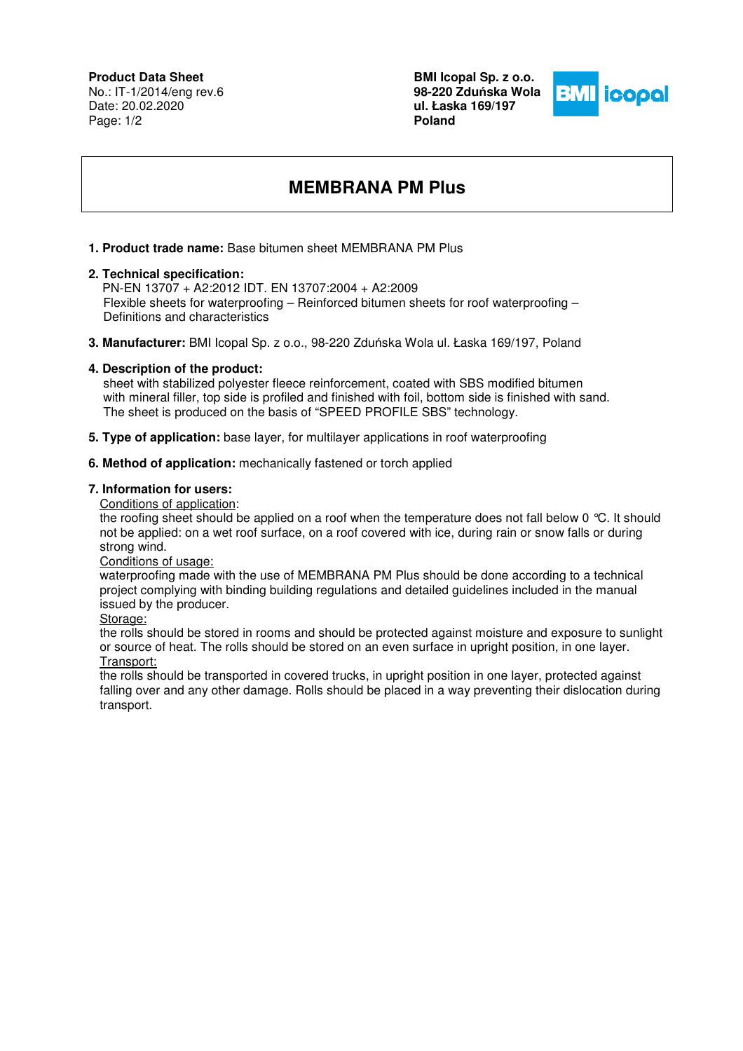**Product Data Sheet**
No.: IT-1/2014/eng rev.6
Date: 20.02.2020

**BMI Icopal Sp. z o.o.**
**98-220 Zduńska Wola**
**ul. Łaska 169/197**
**Poland**

# MEMBRANA PM Plus

1. **Product trade name:** Base bitumen sheet MEMBRANA PM Plus

2. **Technical specification:**
   PN-EN 13707 + A2:2012 IDT. EN 13707:2004 + A2:2009
   Flexible sheets for waterproofing – Reinforced bitumen sheets for roof waterproofing – Definitions and characteristics

3. **Manufacturer:** BMI Icopal Sp. z o.o., 98-220 Zduńska Wola ul. Łaska 169/197, Poland

4. **Description of the product:**
   sheet with stabilized polyester fleece reinforcement, coated with SBS modified bitumen with mineral filler, top side is profiled and finished with foil, bottom side is finished with sand. The sheet is produced on the basis of "SPEED PROFILE SBS" technology.

5. **Type of application:** base layer, for multilayer applications in roof waterproofing

6. **Method of application:** mechanically fastened or torch applied

7. **Information for users:**

   Conditions of application:
   the roofing sheet should be applied on a roof when the temperature does not fall below 0 °C. It should not be applied: on a wet roof surface, on a roof covered with ice, during rain or snow falls or during strong wind.

   Conditions of usage:
   waterproofing made with the use of MEMBRANA PM Plus should be done according to a technical project complying with binding building regulations and detailed guidelines included in the manual issued by the producer.

   Storage:
   the rolls should be stored in rooms and should be protected against moisture and exposure to sunlight or source of heat. The rolls should be stored on an even surface in upright position, in one layer.

   Transport:
   the rolls should be transported in covered trucks, in upright position in one layer, protected against falling over and any other damage. Rolls should be placed in a way preventing their dislocation during transport.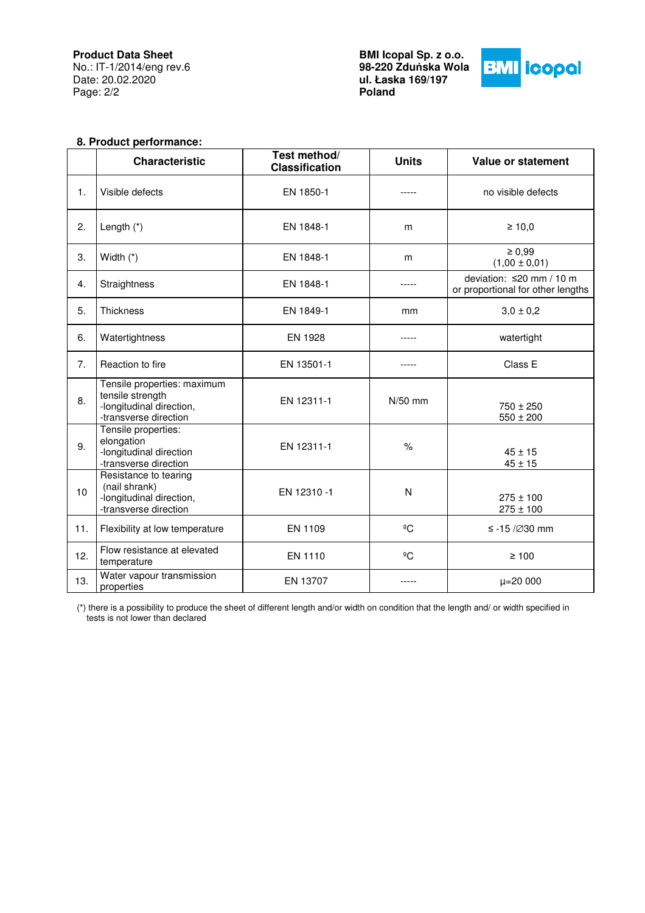**Product Data Sheet**
No.: IT-1/2014/eng rev.6
Date: 20.02.2020
Page: 2/2

**BMI Icopal Sp. z o.o.**
**98-220 Zduńska Wola**
**ul. Łaska 169/197**
**Poland**

### 8. Product performance:

| | Characteristic | Test method/ Classification | Units | Value or statement |
|---|---|---|---|---|
| 1. | Visible defects | EN 1850-1 | ----- | no visible defects |
| 2. | Length (*) | EN 1848-1 | m | ≥ 10,0 |
| 3. | Width (*) | EN 1848-1 | m | ≥ 0,99<br>(1,00 ± 0,01) |
| 4. | Straightness | EN 1848-1 | ----- | deviation: ≤20 mm / 10 m<br>or proportional for other lengths |
| 5. | Thickness | EN 1849-1 | mm | 3,0 ± 0,2 |
| 6. | Watertightness | EN 1928 | ----- | watertight |
| 7. | Reaction to fire | EN 13501-1 | ----- | Class E |
| 8. | Tensile properties: maximum tensile strength<br>-longitudinal direction,<br>-transverse direction | EN 12311-1 | N/50 mm | 750 ± 250<br>550 ± 200 |
| 9. | Tensile properties: elongation<br>-longitudinal direction<br>-transverse direction | EN 12311-1 | % | 45 ± 15<br>45 ± 15 |
| 10 | Resistance to tearing (nail shrank)<br>-longitudinal direction,<br>-transverse direction | EN 12310 -1 | N | 275 ± 100<br>275 ± 100 |
| 11. | Flexibility at low temperature | EN 1109 | ºC | ≤ -15 /∅30 mm |
| 12. | Flow resistance at elevated temperature | EN 1110 | ºC | ≥ 100 |
| 13. | Water vapour transmission properties | EN 13707 | ----- | μ=20 000 |

(*) there is a possibility to produce the sheet of different length and/or width on condition that the length and/ or width specified in tests is not lower than declared